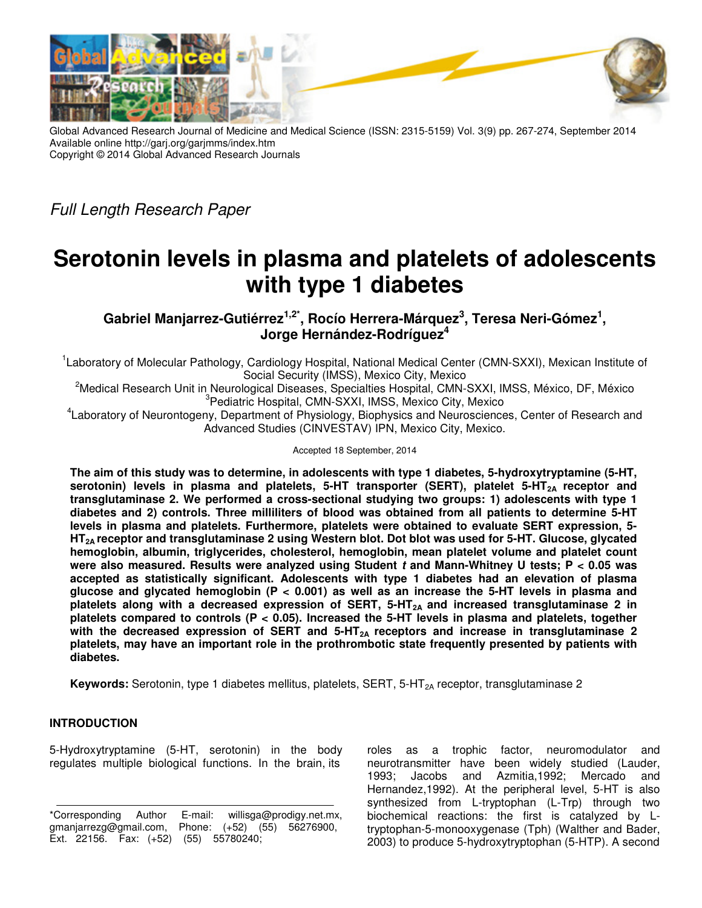Global Advanced Research Journal of Medicine and Medical Science (ISSN: 2315-5159) Vol. 3(9) pp. 267-274, September 2014
Available online http://garj.org/garjmms/index.htm
Copyright © 2014 Global Advanced Research Journals

*Full Length Research Paper*

# Serotonin levels in plasma and platelets of adolescents with type 1 diabetes

**Gabriel Manjarrez-Gutiérrez[1,2*], Rocío Herrera-Márquez[3], Teresa Neri-Gómez[1], Jorge Hernández-Rodríguez[4]**

[1]Laboratory of Molecular Pathology, Cardiology Hospital, National Medical Center (CMN-SXXI), Mexican Institute of Social Security (IMSS), Mexico City, Mexico
[2]Medical Research Unit in Neurological Diseases, Specialties Hospital, CMN-SXXI, IMSS, México, DF, México
[3]Pediatric Hospital, CMN-SXXI, IMSS, Mexico City, Mexico
[4]Laboratory of Neurontogeny, Department of Physiology, Biophysics and Neurosciences, Center of Research and Advanced Studies (CINVESTAV) IPN, Mexico City, Mexico.

Accepted 18 September, 2014

**The aim of this study was to determine, in adolescents with type 1 diabetes, 5-hydroxytryptamine (5-HT, serotonin) levels in plasma and platelets, 5-HT transporter (SERT), platelet 5-HT$_{2A}$ receptor and transglutaminase 2. We performed a cross-sectional studying two groups: 1) adolescents with type 1 diabetes and 2) controls. Three milliliters of blood was obtained from all patients to determine 5-HT levels in plasma and platelets. Furthermore, platelets were obtained to evaluate SERT expression, 5-HT$_{2A}$ receptor and transglutaminase 2 using Western blot. Dot blot was used for 5-HT. Glucose, glycated hemoglobin, albumin, triglycerides, cholesterol, hemoglobin, mean platelet volume and platelet count were also measured. Results were analyzed using Student *t* and Mann-Whitney U tests; $P < 0.05$ was accepted as statistically significant. Adolescents with type 1 diabetes had an elevation of plasma glucose and glycated hemoglobin ($P < 0.001$) as well as an increase the 5-HT levels in plasma and platelets along with a decreased expression of SERT, 5-HT$_{2A}$ and increased transglutaminase 2 in platelets compared to controls ($P < 0.05$). Increased the 5-HT levels in plasma and platelets, together with the decreased expression of SERT and 5-HT$_{2A}$ receptors and increase in transglutaminase 2 platelets, may have an important role in the prothrombotic state frequently presented by patients with diabetes.**

**Keywords:** Serotonin, type 1 diabetes mellitus, platelets, SERT, 5-HT$_{2A}$ receptor, transglutaminase 2

## INTRODUCTION

5-Hydroxytryptamine (5-HT, serotonin) in the body regulates multiple biological functions. In the brain, its roles as a trophic factor, neuromodulator and neurotransmitter have been widely studied (Lauder, 1993; Jacobs and Azmitia,1992; Mercado and Hernandez,1992). At the peripheral level, 5-HT is also synthesized from L-tryptophan (L-Trp) through two biochemical reactions: the first is catalyzed by L-tryptophan-5-monooxygenase (Tph) (Walther and Bader, 2003) to produce 5-hydroxytryptophan (5-HTP). A second

*Corresponding Author E-mail: willisga@prodigy.net.mx, gmanjarrezg@gmail.com, Phone: (+52) (55) 56276900, Ext. 22156. Fax: (+52) (55) 55780240;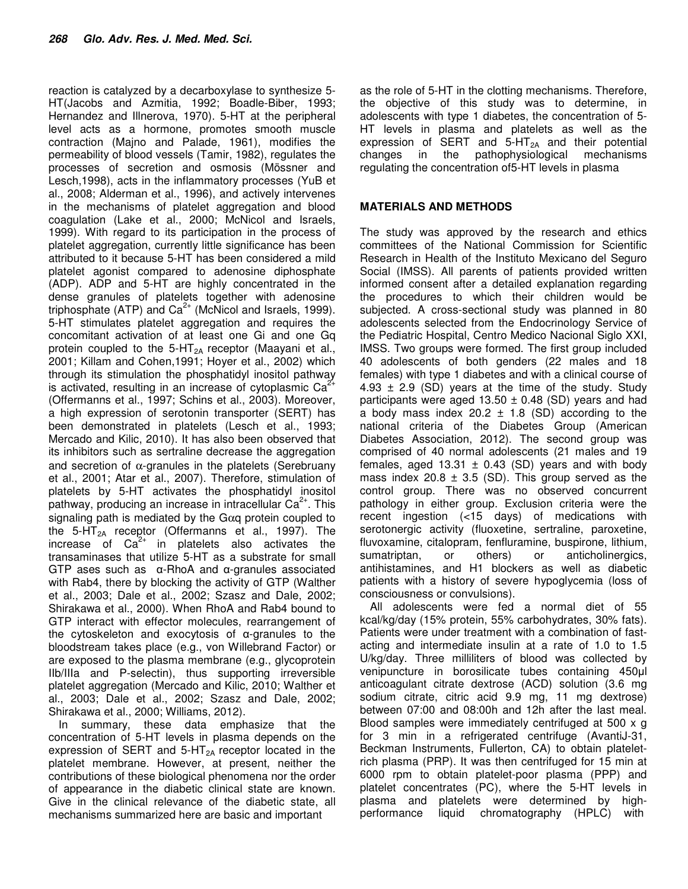reaction is catalyzed by a decarboxylase to synthesize 5-HT(Jacobs and Azmitia, 1992; Boadle-Biber, 1993; Hernandez and Illnerova, 1970). 5-HT at the peripheral level acts as a hormone, promotes smooth muscle contraction (Majno and Palade, 1961), modifies the permeability of blood vessels (Tamir, 1982), regulates the processes of secretion and osmosis (Mössner and Lesch,1998), acts in the inflammatory processes (YuB et al., 2008; Alderman et al., 1996), and actively intervenes in the mechanisms of platelet aggregation and blood coagulation (Lake et al., 2000; McNicol and Israels, 1999). With regard to its participation in the process of platelet aggregation, currently little significance has been attributed to it because 5-HT has been considered a mild platelet agonist compared to adenosine diphosphate (ADP). ADP and 5-HT are highly concentrated in the dense granules of platelets together with adenosine triphosphate (ATP) and $Ca^{2+}$ (McNicol and Israels, 1999). 5-HT stimulates platelet aggregation and requires the concomitant activation of at least one Gi and one Gq protein coupled to the 5-$HT_{2A}$ receptor (Maayani et al., 2001; Killam and Cohen,1991; Hoyer et al., 2002) which through its stimulation the phosphatidyl inositol pathway is activated, resulting in an increase of cytoplasmic $Ca^{2+}$ (Offermanns et al., 1997; Schins et al., 2003). Moreover, a high expression of serotonin transporter (SERT) has been demonstrated in platelets (Lesch et al., 1993; Mercado and Kilic, 2010). It has also been observed that its inhibitors such as sertraline decrease the aggregation and secretion of $\alpha$-granules in the platelets (Serebruany et al., 2001; Atar et al., 2007). Therefore, stimulation of platelets by 5-HT activates the phosphatidyl inositol pathway, producing an increase in intracellular $Ca^{2+}$. This signaling path is mediated by the G$\alpha$q protein coupled to the 5-$HT_{2A}$ receptor (Offermanns et al., 1997). The increase of $Ca^{2+}$ in platelets also activates the transaminases that utilize 5-HT as a substrate for small GTP ases such as $\alpha$-RhoA and $\alpha$-granules associated with Rab4, there by blocking the activity of GTP (Walther et al., 2003; Dale et al., 2002; Szasz and Dale, 2002; Shirakawa et al., 2000). When RhoA and Rab4 bound to GTP interact with effector molecules, rearrangement of the cytoskeleton and exocytosis of $\alpha$-granules to the bloodstream takes place (e.g., von Willebrand Factor) or are exposed to the plasma membrane (e.g., glycoprotein IIb/IIIa and P-selectin), thus supporting irreversible platelet aggregation (Mercado and Kilic, 2010; Walther et al., 2003; Dale et al., 2002; Szasz and Dale, 2002; Shirakawa et al., 2000; Williams, 2012).

In summary, these data emphasize that the concentration of 5-HT levels in plasma depends on the expression of SERT and 5-$HT_{2A}$ receptor located in the platelet membrane. However, at present, neither the contributions of these biological phenomena nor the order of appearance in the diabetic clinical state are known. Give in the clinical relevance of the diabetic state, all mechanisms summarized here are basic and important as the role of 5-HT in the clotting mechanisms. Therefore, the objective of this study was to determine, in adolescents with type 1 diabetes, the concentration of 5-HT levels in plasma and platelets as well as the expression of SERT and 5-$HT_{2A}$ and their potential changes in the pathophysiological mechanisms regulating the concentration of5-HT levels in plasma

## MATERIALS AND METHODS

The study was approved by the research and ethics committees of the National Commission for Scientific Research in Health of the Instituto Mexicano del Seguro Social (IMSS). All parents of patients provided written informed consent after a detailed explanation regarding the procedures to which their children would be subjected. A cross-sectional study was planned in 80 adolescents selected from the Endocrinology Service of the Pediatric Hospital, Centro Medico Nacional Siglo XXI, IMSS. Two groups were formed. The first group included 40 adolescents of both genders (22 males and 18 females) with type 1 diabetes and with a clinical course of 4.93 ± 2.9 (SD) years at the time of the study. Study participants were aged 13.50 ± 0.48 (SD) years and had a body mass index 20.2 ± 1.8 (SD) according to the national criteria of the Diabetes Group (American Diabetes Association, 2012). The second group was comprised of 40 normal adolescents (21 males and 19 females, aged 13.31 ± 0.43 (SD) years and with body mass index 20.8 ± 3.5 (SD). This group served as the control group. There was no observed concurrent pathology in either group. Exclusion criteria were the recent ingestion (<15 days) of medications with serotonergic activity (fluoxetine, sertraline, paroxetine, fluvoxamine, citalopram, fenfluramine, buspirone, lithium, sumatriptan, or others) or anticholinergics, antihistamines, and H1 blockers as well as diabetic patients with a history of severe hypoglycemia (loss of consciousness or convulsions).

All adolescents were fed a normal diet of 55 kcal/kg/day (15% protein, 55% carbohydrates, 30% fats). Patients were under treatment with a combination of fast-acting and intermediate insulin at a rate of 1.0 to 1.5 U/kg/day. Three milliliters of blood was collected by venipuncture in borosilicate tubes containing 450µl anticoagulant citrate dextrose (ACD) solution (3.6 mg sodium citrate, citric acid 9.9 mg, 11 mg dextrose) between 07:00 and 08:00h and 12h after the last meal. Blood samples were immediately centrifuged at 500 x g for 3 min in a refrigerated centrifuge (AvantiJ-31, Beckman Instruments, Fullerton, CA) to obtain platelet-rich plasma (PRP). It was then centrifuged for 15 min at 6000 rpm to obtain platelet-poor plasma (PPP) and platelet concentrates (PC), where the 5-HT levels in plasma and platelets were determined by high-performance liquid chromatography (HPLC) with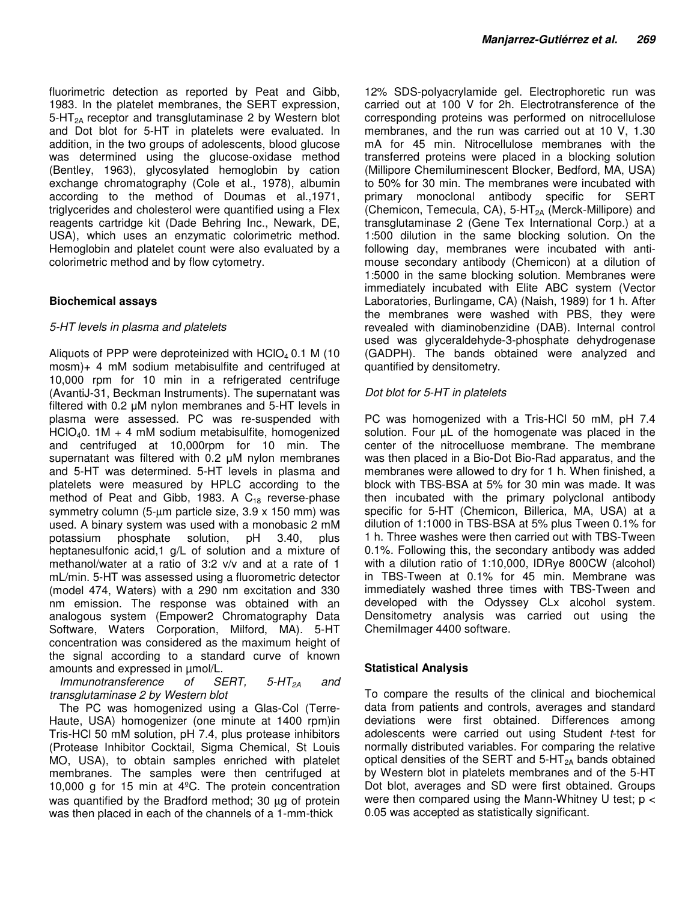fluorimetric detection as reported by Peat and Gibb, 1983. In the platelet membranes, the SERT expression, 5-$HT_{2A}$ receptor and transglutaminase 2 by Western blot and Dot blot for 5-HT in platelets were evaluated. In addition, in the two groups of adolescents, blood glucose was determined using the glucose-oxidase method (Bentley, 1963), glycosylated hemoglobin by cation exchange chromatography (Cole et al., 1978), albumin according to the method of Doumas et al.,1971, triglycerides and cholesterol were quantified using a Flex reagents cartridge kit (Dade Behring Inc., Newark, DE, USA), which uses an enzymatic colorimetric method. Hemoglobin and platelet count were also evaluated by a colorimetric method and by flow cytometry.

## Biochemical assays

### *5-HT levels in plasma and platelets*

Aliquots of PPP were deproteinized with $HClO_4$ 0.1 M (10 mosm)+ 4 mM sodium metabisulfite and centrifuged at 10,000 rpm for 10 min in a refrigerated centrifuge (AvantiJ-31, Beckman Instruments). The supernatant was filtered with 0.2 μM nylon membranes and 5-HT levels in plasma were assessed. PC was re-suspended with $HClO_4$0. 1M + 4 mM sodium metabisulfite, homogenized and centrifuged at 10,000rpm for 10 min. The supernatant was filtered with 0.2 μM nylon membranes and 5-HT was determined. 5-HT levels in plasma and platelets were measured by HPLC according to the method of Peat and Gibb, 1983. A $C_{18}$ reverse-phase symmetry column (5-μm particle size, 3.9 x 150 mm) was used. A binary system was used with a monobasic 2 mM potassium phosphate solution, pH 3.40, plus heptanesulfonic acid,1 g/L of solution and a mixture of methanol/water at a ratio of 3:2 v/v and at a rate of 1 mL/min. 5-HT was assessed using a fluorometric detector (model 474, Waters) with a 290 nm excitation and 330 nm emission. The response was obtained with an analogous system (Empower2 Chromatography Data Software, Waters Corporation, Milford, MA). 5-HT concentration was considered as the maximum height of the signal according to a standard curve of known amounts and expressed in μmol/L.

### *Immunotransference of SERT, 5-$HT_{2A}$ and transglutaminase 2 by Western blot*

The PC was homogenized using a Glas-Col (Terre-Haute, USA) homogenizer (one minute at 1400 rpm)in Tris-HCl 50 mM solution, pH 7.4, plus protease inhibitors (Protease Inhibitor Cocktail, Sigma Chemical, St Louis MO, USA), to obtain samples enriched with platelet membranes. The samples were then centrifuged at 10,000 g for 15 min at 4ºC. The protein concentration was quantified by the Bradford method; 30 μg of protein was then placed in each of the channels of a 1-mm-thick 12% SDS-polyacrylamide gel. Electrophoretic run was carried out at 100 V for 2h. Electrotransference of the corresponding proteins was performed on nitrocellulose membranes, and the run was carried out at 10 V, 1.30 mA for 45 min. Nitrocellulose membranes with the transferred proteins were placed in a blocking solution (Millipore Chemiluminescent Blocker, Bedford, MA, USA) to 50% for 30 min. The membranes were incubated with primary monoclonal antibody specific for SERT (Chemicon, Temecula, CA), 5-$HT_{2A}$ (Merck-Millipore) and transglutaminase 2 (Gene Tex International Corp.) at a 1:500 dilution in the same blocking solution. On the following day, membranes were incubated with anti-mouse secondary antibody (Chemicon) at a dilution of 1:5000 in the same blocking solution. Membranes were immediately incubated with Elite ABC system (Vector Laboratories, Burlingame, CA) (Naish, 1989) for 1 h. After the membranes were washed with PBS, they were revealed with diaminobenzidine (DAB). Internal control used was glyceraldehyde-3-phosphate dehydrogenase (GADPH). The bands obtained were analyzed and quantified by densitometry.

### *Dot blot for 5-HT in platelets*

PC was homogenized with a Tris-HCl 50 mM, pH 7.4 solution. Four μL of the homogenate was placed in the center of the nitrocelluose membrane. The membrane was then placed in a Bio-Dot Bio-Rad apparatus, and the membranes were allowed to dry for 1 h. When finished, a block with TBS-BSA at 5% for 30 min was made. It was then incubated with the primary polyclonal antibody specific for 5-HT (Chemicon, Billerica, MA, USA) at a dilution of 1:1000 in TBS-BSA at 5% plus Tween 0.1% for 1 h. Three washes were then carried out with TBS-Tween 0.1%. Following this, the secondary antibody was added with a dilution ratio of 1:10,000, IDRye 800CW (alcohol) in TBS-Tween at 0.1% for 45 min. Membrane was immediately washed three times with TBS-Tween and developed with the Odyssey CLx alcohol system. Densitometry analysis was carried out using the ChemiImager 4400 software.

## Statistical Analysis

To compare the results of the clinical and biochemical data from patients and controls, averages and standard deviations were first obtained. Differences among adolescents were carried out using Student *t*-test for normally distributed variables. For comparing the relative optical densities of the SERT and 5-$HT_{2A}$ bands obtained by Western blot in platelets membranes and of the 5-HT Dot blot, averages and SD were first obtained. Groups were then compared using the Mann-Whitney U test; $p < 0.05$ was accepted as statistically significant.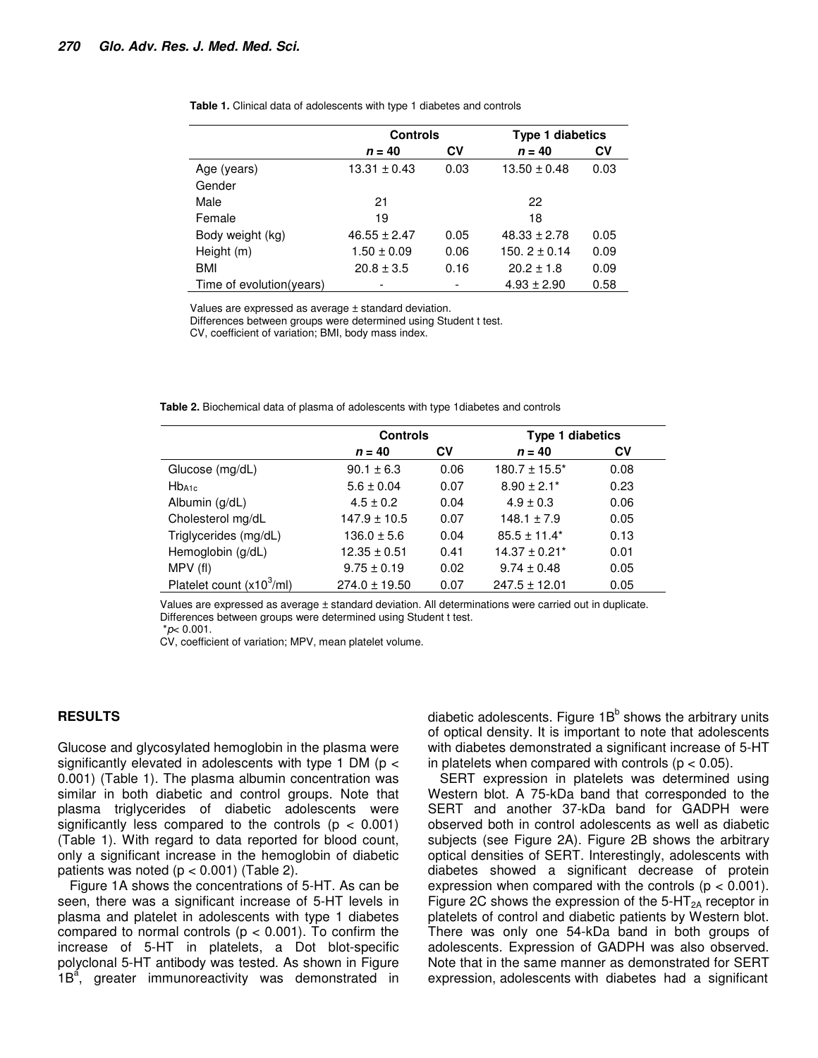**Table 1.** Clinical data of adolescents with type 1 diabetes and controls

| | Controls | | Type 1 diabetics | |
|---|---|---|---|---|
| | *n* = 40 | CV | *n* = 40 | CV |
| Age (years) | 13.31 ± 0.43 | 0.03 | 13.50 ± 0.48 | 0.03 |
| Gender | | | | |
| Male | 21 | | 22 | |
| Female | 19 | | 18 | |
| Body weight (kg) | 46.55 ± 2.47 | 0.05 | 48.33 ± 2.78 | 0.05 |
| Height (m) | 1.50 ± 0.09 | 0.06 | 150. 2 ± 0.14 | 0.09 |
| BMI | 20.8 ± 3.5 | 0.16 | 20.2 ± 1.8 | 0.09 |
| Time of evolution(years) | - | - | 4.93 ± 2.90 | 0.58 |

Values are expressed as average ± standard deviation.
Differences between groups were determined using Student t test.
CV, coefficient of variation; BMI, body mass index.

**Table 2.** Biochemical data of plasma of adolescents with type 1diabetes and controls

| | Controls | | Type 1 diabetics | |
|---|---|---|---|---|
| | *n* = 40 | CV | *n* = 40 | CV |
| Glucose (mg/dL) | 90.1 ± 6.3 | 0.06 | 180.7 ± 15.5* | 0.08 |
| $Hb_{A1c}$ | 5.6 ± 0.04 | 0.07 | 8.90 ± 2.1* | 0.23 |
| Albumin (g/dL) | 4.5 ± 0.2 | 0.04 | 4.9 ± 0.3 | 0.06 |
| Cholesterol mg/dL | 147.9 ± 10.5 | 0.07 | 148.1 ± 7.9 | 0.05 |
| Triglycerides (mg/dL) | 136.0 ± 5.6 | 0.04 | 85.5 ± 11.4* | 0.13 |
| Hemoglobin (g/dL) | 12.35 ± 0.51 | 0.41 | 14.37 ± 0.21* | 0.01 |
| MPV (fl) | 9.75 ± 0.19 | 0.02 | 9.74 ± 0.48 | 0.05 |
| Platelet count ($x10^3$/ml) | 274.0 ± 19.50 | 0.07 | 247.5 ± 12.01 | 0.05 |

Values are expressed as average ± standard deviation. All determinations were carried out in duplicate.
Differences between groups were determined using Student t test.
*$p < 0.001$.
CV, coefficient of variation; MPV, mean platelet volume.

## RESULTS

Glucose and glycosylated hemoglobin in the plasma were significantly elevated in adolescents with type 1 DM ($p < 0.001$) (Table 1). The plasma albumin concentration was similar in both diabetic and control groups. Note that plasma triglycerides of diabetic adolescents were significantly less compared to the controls ($p < 0.001$) (Table 1). With regard to data reported for blood count, only a significant increase in the hemoglobin of diabetic patients was noted ($p < 0.001$) (Table 2).

Figure 1A shows the concentrations of 5-HT. As can be seen, there was a significant increase of 5-HT levels in plasma and platelet in adolescents with type 1 diabetes compared to normal controls ($p < 0.001$). To confirm the increase of 5-HT in platelets, a Dot blot-specific polyclonal 5-HT antibody was tested. As shown in Figure 1B[a], greater immunoreactivity was demonstrated in diabetic adolescents. Figure 1B[b] shows the arbitrary units of optical density. It is important to note that adolescents with diabetes demonstrated a significant increase of 5-HT in platelets when compared with controls ($p < 0.05$).

SERT expression in platelets was determined using Western blot. A 75-kDa band that corresponded to the SERT and another 37-kDa band for GADPH were observed both in control adolescents as well as diabetic subjects (see Figure 2A). Figure 2B shows the arbitrary optical densities of SERT. Interestingly, adolescents with diabetes showed a significant decrease of protein expression when compared with the controls ($p < 0.001$). Figure 2C shows the expression of the 5-$HT_{2A}$ receptor in platelets of control and diabetic patients by Western blot. There was only one 54-kDa band in both groups of adolescents. Expression of GADPH was also observed. Note that in the same manner as demonstrated for SERT expression, adolescents with diabetes had a significant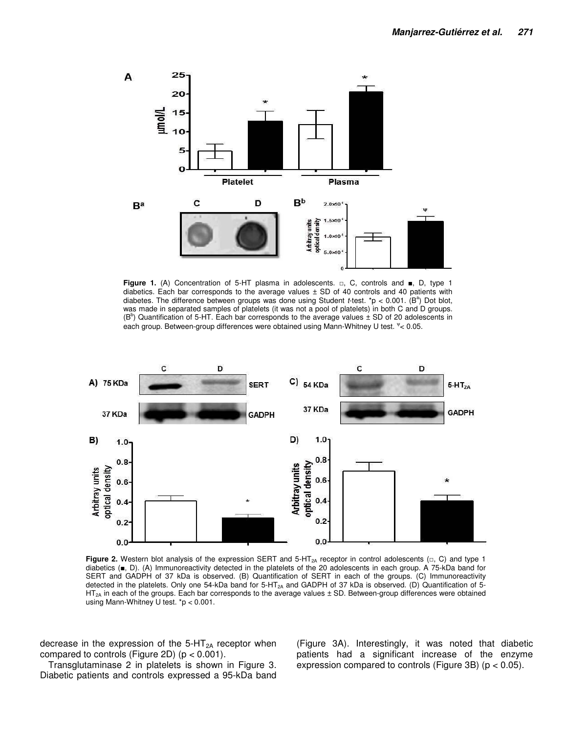A

µmol/L

25
20
15
10
5
0

Platelet

Plasma

*
*

B[a]

C D

B[b]

Arbitray units optical density

2.0×10[4]
1.5×10[4]
1.0×10[4]
5.0×10[4]
0

Ψ

**Figure 1.** (A) Concentration of 5-HT plasma in adolescents. □, C, controls and ■, D, type 1 diabetics. Each bar corresponds to the average values ± SD of 40 controls and 40 patients with diabetes. The difference between groups was done using Student *t*-test. *p < 0.001. (B[a]) Dot blot, was made in separated samples of platelets (it was not a pool of platelets) in both C and D groups. (B[b]) Quantification of 5-HT. Each bar corresponds to the average values ± SD of 20 adolescents in each group. Between-group differences were obtained using Mann-Whitney U test. $^{\psi}< 0.05$.

C D

A) 75 KDa SERT

37 KDa GADPH

C) 54 KDa 5-HT$_{2A}$

37 KDa GADPH

B)

Arbitray units optical density

1.0
0.8
0.6
0.4
0.2
0.0

*

D)

Arbitray units optical density

1.0
0.8
0.6
0.4
0.2
0.0

*

**Figure 2.** Western blot analysis of the expression SERT and 5-HT$_{2A}$ receptor in control adolescents (□, C) and type 1 diabetics (■, D). (A) Immunoreactivity detected in the platelets of the 20 adolescents in each group. A 75-kDa band for SERT and GADPH of 37 kDa is observed. (B) Quantification of SERT in each of the groups. (C) Immunoreactivity detected in the platelets. Only one 54-kDa band for 5-HT$_{2A}$ and GADPH of 37 kDa is observed. (D) Quantification of 5-HT$_{2A}$ in each of the groups. Each bar corresponds to the average values ± SD. Between-group differences were obtained using Mann-Whitney U test. *p < 0.001.

decrease in the expression of the 5-HT$_{2A}$ receptor when compared to controls (Figure 2D) ($p < 0.001$).

Transglutaminase 2 in platelets is shown in Figure 3. Diabetic patients and controls expressed a 95-kDa band (Figure 3A). Interestingly, it was noted that diabetic patients had a significant increase of the enzyme expression compared to controls (Figure 3B) ($p < 0.05$).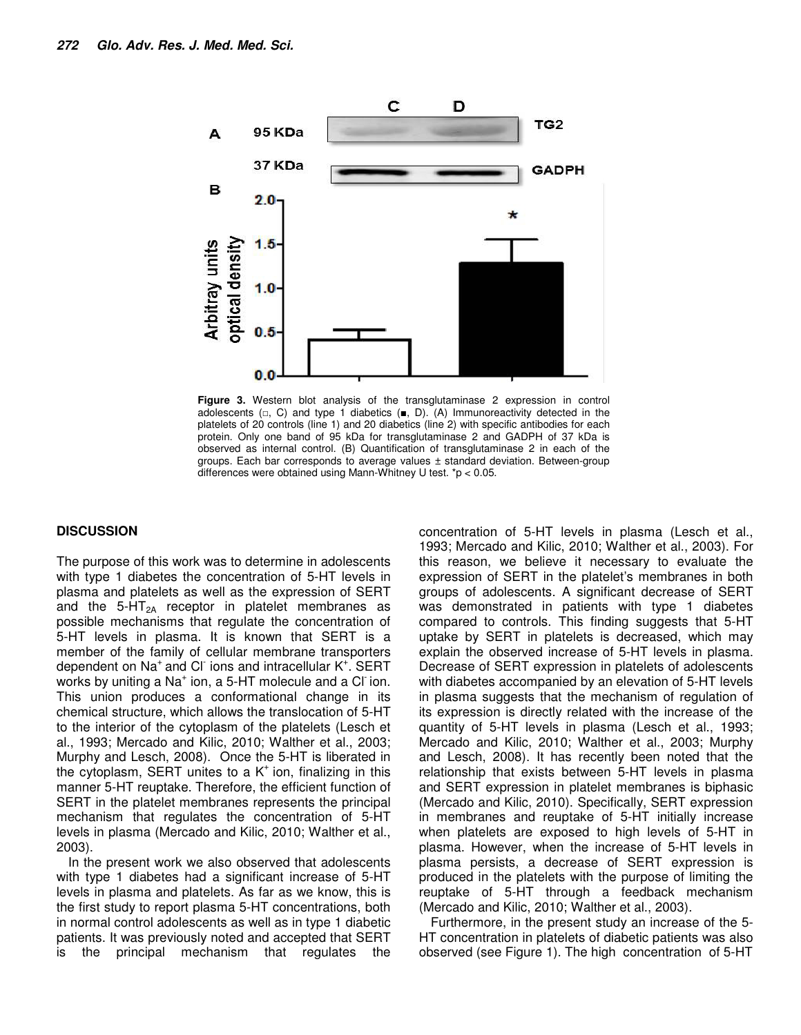C D

A 95 KDa TG2

37 KDa GADPH

B

Arbitray units optical density

2.0

1.5

1.0

0.5

0.0

*

**Figure 3.** Western blot analysis of the transglutaminase 2 expression in control adolescents (□, C) and type 1 diabetics (■, D). (A) Immunoreactivity detected in the platelets of 20 controls (line 1) and 20 diabetics (line 2) with specific antibodies for each protein. Only one band of 95 kDa for transglutaminase 2 and GADPH of 37 kDa is observed as internal control. (B) Quantification of transglutaminase 2 in each of the groups. Each bar corresponds to average values ± standard deviation. Between-group differences were obtained using Mann-Whitney U test. *p < 0.05.

## DISCUSSION

The purpose of this work was to determine in adolescents with type 1 diabetes the concentration of 5-HT levels in plasma and platelets as well as the expression of SERT and the 5-$HT_{2A}$ receptor in platelet membranes as possible mechanisms that regulate the concentration of 5-HT levels in plasma. It is known that SERT is a member of the family of cellular membrane transporters dependent on $Na^+$ and $Cl^-$ ions and intracellular $K^+$. SERT works by uniting a $Na^+$ ion, a 5-HT molecule and a $Cl^-$ ion. This union produces a conformational change in its chemical structure, which allows the translocation of 5-HT to the interior of the cytoplasm of the platelets (Lesch et al., 1993; Mercado and Kilic, 2010; Walther et al., 2003; Murphy and Lesch, 2008). Once the 5-HT is liberated in the cytoplasm, SERT unites to a $K^+$ ion, finalizing in this manner 5-HT reuptake. Therefore, the efficient function of SERT in the platelet membranes represents the principal mechanism that regulates the concentration of 5-HT levels in plasma (Mercado and Kilic, 2010; Walther et al., 2003).

In the present work we also observed that adolescents with type 1 diabetes had a significant increase of 5-HT levels in plasma and platelets. As far as we know, this is the first study to report plasma 5-HT concentrations, both in normal control adolescents as well as in type 1 diabetic patients. It was previously noted and accepted that SERT is the principal mechanism that regulates the concentration of 5-HT levels in plasma (Lesch et al., 1993; Mercado and Kilic, 2010; Walther et al., 2003). For this reason, we believe it necessary to evaluate the expression of SERT in the platelet's membranes in both groups of adolescents. A significant decrease of SERT was demonstrated in patients with type 1 diabetes compared to controls. This finding suggests that 5-HT uptake by SERT in platelets is decreased, which may explain the observed increase of 5-HT levels in plasma. Decrease of SERT expression in platelets of adolescents with diabetes accompanied by an elevation of 5-HT levels in plasma suggests that the mechanism of regulation of its expression is directly related with the increase of the quantity of 5-HT levels in plasma (Lesch et al., 1993; Mercado and Kilic, 2010; Walther et al., 2003; Murphy and Lesch, 2008). It has recently been noted that the relationship that exists between 5-HT levels in plasma and SERT expression in platelet membranes is biphasic (Mercado and Kilic, 2010). Specifically, SERT expression in membranes and reuptake of 5-HT initially increase when platelets are exposed to high levels of 5-HT in plasma. However, when the increase of 5-HT levels in plasma persists, a decrease of SERT expression is produced in the platelets with the purpose of limiting the reuptake of 5-HT through a feedback mechanism (Mercado and Kilic, 2010; Walther et al., 2003).

Furthermore, in the present study an increase of the 5-HT concentration in platelets of diabetic patients was also observed (see Figure 1). The high concentration of 5-HT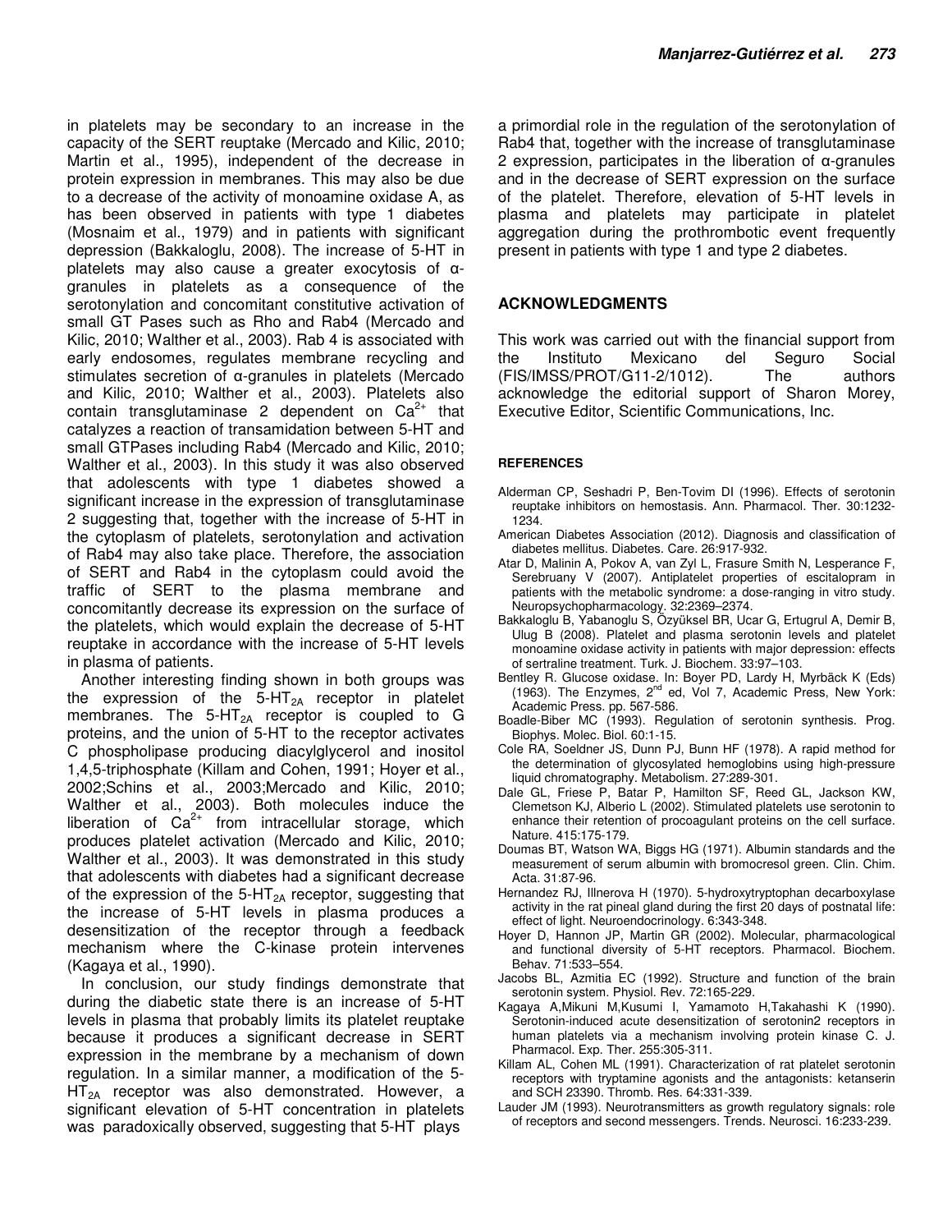in platelets may be secondary to an increase in the capacity of the SERT reuptake (Mercado and Kilic, 2010; Martin et al., 1995), independent of the decrease in protein expression in membranes. This may also be due to a decrease of the activity of monoamine oxidase A, as has been observed in patients with type 1 diabetes (Mosnaim et al., 1979) and in patients with significant depression (Bakkaloglu, 2008). The increase of 5-HT in platelets may also cause a greater exocytosis of α-granules in platelets as a consequence of the serotonylation and concomitant constitutive activation of small GT Pases such as Rho and Rab4 (Mercado and Kilic, 2010; Walther et al., 2003). Rab 4 is associated with early endosomes, regulates membrane recycling and stimulates secretion of α-granules in platelets (Mercado and Kilic, 2010; Walther et al., 2003). Platelets also contain transglutaminase 2 dependent on $Ca^{2+}$ that catalyzes a reaction of transamidation between 5-HT and small GTPases including Rab4 (Mercado and Kilic, 2010; Walther et al., 2003). In this study it was also observed that adolescents with type 1 diabetes showed a significant increase in the expression of transglutaminase 2 suggesting that, together with the increase of 5-HT in the cytoplasm of platelets, serotonylation and activation of Rab4 may also take place. Therefore, the association of SERT and Rab4 in the cytoplasm could avoid the traffic of SERT to the plasma membrane and concomitantly decrease its expression on the surface of the platelets, which would explain the decrease of 5-HT reuptake in accordance with the increase of 5-HT levels in plasma of patients.

Another interesting finding shown in both groups was the expression of the 5-$HT_{2A}$ receptor in platelet membranes. The 5-$HT_{2A}$ receptor is coupled to G proteins, and the union of 5-HT to the receptor activates C phospholipase producing diacylglycerol and inositol 1,4,5-triphosphate (Killam and Cohen, 1991; Hoyer et al., 2002;Schins et al., 2003;Mercado and Kilic, 2010; Walther et al., 2003). Both molecules induce the liberation of $Ca^{2+}$ from intracellular storage, which produces platelet activation (Mercado and Kilic, 2010; Walther et al., 2003). It was demonstrated in this study that adolescents with diabetes had a significant decrease of the expression of the 5-$HT_{2A}$ receptor, suggesting that the increase of 5-HT levels in plasma produces a desensitization of the receptor through a feedback mechanism where the C-kinase protein intervenes (Kagaya et al., 1990).

In conclusion, our study findings demonstrate that during the diabetic state there is an increase of 5-HT levels in plasma that probably limits its platelet reuptake because it produces a significant decrease in SERT expression in the membrane by a mechanism of down regulation. In a similar manner, a modification of the 5-$HT_{2A}$ receptor was also demonstrated. However, a significant elevation of 5-HT concentration in platelets was paradoxically observed, suggesting that 5-HT plays a primordial role in the regulation of the serotonylation of Rab4 that, together with the increase of transglutaminase 2 expression, participates in the liberation of α-granules and in the decrease of SERT expression on the surface of the platelet. Therefore, elevation of 5-HT levels in plasma and platelets may participate in platelet aggregation during the prothrombotic event frequently present in patients with type 1 and type 2 diabetes.

## ACKNOWLEDGMENTS

This work was carried out with the financial support from the Instituto Mexicano del Seguro Social (FIS/IMSS/PROT/G11-2/1012). The authors acknowledge the editorial support of Sharon Morey, Executive Editor, Scientific Communications, Inc.

## REFERENCES

Alderman CP, Seshadri P, Ben-Tovim DI (1996). Effects of serotonin reuptake inhibitors on hemostasis. Ann. Pharmacol. Ther. 30:1232-1234.

American Diabetes Association (2012). Diagnosis and classification of diabetes mellitus. Diabetes. Care. 26:917-932.

Atar D, Malinin A, Pokov A, van Zyl L, Frasure Smith N, Lesperance F, Serebruany V (2007). Antiplatelet properties of escitalopram in patients with the metabolic syndrome: a dose-ranging in vitro study. Neuropsychopharmacology. 32:2369–2374.

Bakkaloglu B, Yabanoglu S, Özyüksel BR, Ucar G, Ertugrul A, Demir B, Ulug B (2008). Platelet and plasma serotonin levels and platelet monoamine oxidase activity in patients with major depression: effects of sertraline treatment. Turk. J. Biochem. 33:97–103.

Bentley R. Glucose oxidase. In: Boyer PD, Lardy H, Myrbäck K (Eds) (1963). The Enzymes, 2nd ed, Vol 7, Academic Press, New York: Academic Press. pp. 567-586.

Boadle-Biber MC (1993). Regulation of serotonin synthesis. Prog. Biophys. Molec. Biol. 60:1-15.

Cole RA, Soeldner JS, Dunn PJ, Bunn HF (1978). A rapid method for the determination of glycosylated hemoglobins using high-pressure liquid chromatography. Metabolism. 27:289-301.

Dale GL, Friese P, Batar P, Hamilton SF, Reed GL, Jackson KW, Clemetson KJ, Alberio L (2002). Stimulated platelets use serotonin to enhance their retention of procoagulant proteins on the cell surface. Nature. 415:175-179.

Doumas BT, Watson WA, Biggs HG (1971). Albumin standards and the measurement of serum albumin with bromocresol green. Clin. Chim. Acta. 31:87-96.

Hernandez RJ, Illnerova H (1970). 5-hydroxytryptophan decarboxylase activity in the rat pineal gland during the first 20 days of postnatal life: effect of light. Neuroendocrinology. 6:343-348.

Hoyer D, Hannon JP, Martin GR (2002). Molecular, pharmacological and functional diversity of 5-HT receptors. Pharmacol. Biochem. Behav. 71:533–554.

Jacobs BL, Azmitia EC (1992). Structure and function of the brain serotonin system. Physiol. Rev. 72:165-229.

Kagaya A,Mikuni M,Kusumi I, Yamamoto H,Takahashi K (1990). Serotonin-induced acute desensitization of serotonin2 receptors in human platelets via a mechanism involving protein kinase C. J. Pharmacol. Exp. Ther. 255:305-311.

Killam AL, Cohen ML (1991). Characterization of rat platelet serotonin receptors with tryptamine agonists and the antagonists: ketanserin and SCH 23390. Thromb. Res. 64:331-339.

Lauder JM (1993). Neurotransmitters as growth regulatory signals: role of receptors and second messengers. Trends. Neurosci. 16:233-239.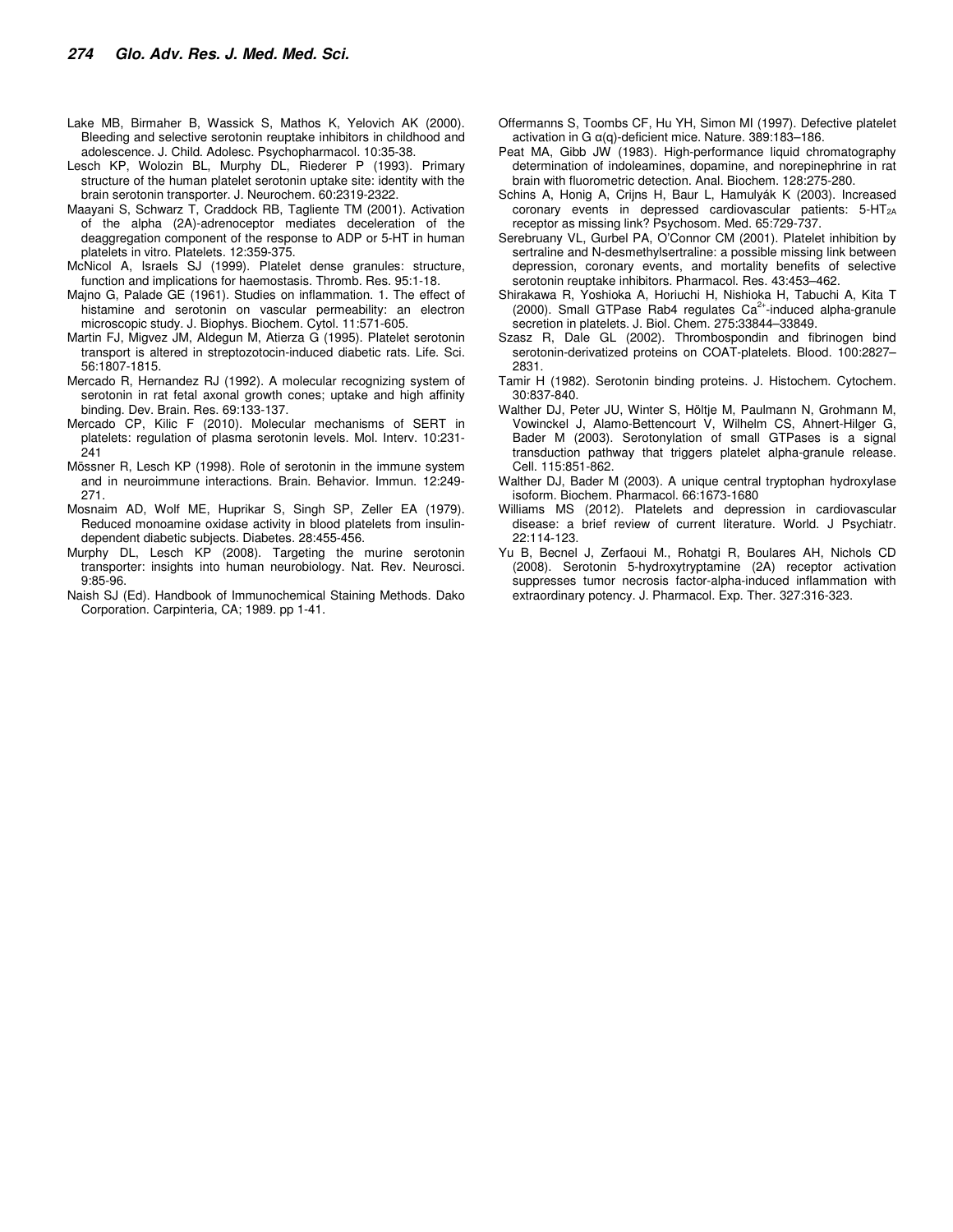Lake MB, Birmaher B, Wassick S, Mathos K, Yelovich AK (2000). Bleeding and selective serotonin reuptake inhibitors in childhood and adolescence. J. Child. Adolesc. Psychopharmacol. 10:35-38.

Lesch KP, Wolozin BL, Murphy DL, Riederer P (1993). Primary structure of the human platelet serotonin uptake site: identity with the brain serotonin transporter. J. Neurochem. 60:2319-2322.

Maayani S, Schwarz T, Craddock RB, Tagliente TM (2001). Activation of the alpha (2A)-adrenoceptor mediates deceleration of the deaggregation component of the response to ADP or 5-HT in human platelets in vitro. Platelets. 12:359-375.

McNicol A, Israels SJ (1999). Platelet dense granules: structure, function and implications for haemostasis. Thromb. Res. 95:1-18.

Majno G, Palade GE (1961). Studies on inflammation. 1. The effect of histamine and serotonin on vascular permeability: an electron microscopic study. J. Biophys. Biochem. Cytol. 11:571-605.

Martin FJ, Migvez JM, Aldegun M, Atierza G (1995). Platelet serotonin transport is altered in streptozotocin-induced diabetic rats. Life. Sci. 56:1807-1815.

Mercado R, Hernandez RJ (1992). A molecular recognizing system of serotonin in rat fetal axonal growth cones; uptake and high affinity binding. Dev. Brain. Res. 69:133-137.

Mercado CP, Kilic F (2010). Molecular mechanisms of SERT in platelets: regulation of plasma serotonin levels. Mol. Interv. 10:231-241

Mössner R, Lesch KP (1998). Role of serotonin in the immune system and in neuroimmune interactions. Brain. Behavior. Immun. 12:249-271.

Mosnaim AD, Wolf ME, Huprikar S, Singh SP, Zeller EA (1979). Reduced monoamine oxidase activity in blood platelets from insulin-dependent diabetic subjects. Diabetes. 28:455-456.

Murphy DL, Lesch KP (2008). Targeting the murine serotonin transporter: insights into human neurobiology. Nat. Rev. Neurosci. 9:85-96.

Naish SJ (Ed). Handbook of Immunochemical Staining Methods. Dako Corporation. Carpinteria, CA; 1989. pp 1-41.

Offermanns S, Toombs CF, Hu YH, Simon MI (1997). Defective platelet activation in G α(q)-deficient mice. Nature. 389:183–186.

Peat MA, Gibb JW (1983). High-performance liquid chromatography determination of indoleamines, dopamine, and norepinephrine in rat brain with fluorometric detection. Anal. Biochem. 128:275-280.

Schins A, Honig A, Crijns H, Baur L, Hamulyák K (2003). Increased coronary events in depressed cardiovascular patients: 5-$HT_{2A}$ receptor as missing link? Psychosom. Med. 65:729-737.

Serebruany VL, Gurbel PA, O'Connor CM (2001). Platelet inhibition by sertraline and N-desmethylsertraline: a possible missing link between depression, coronary events, and mortality benefits of selective serotonin reuptake inhibitors. Pharmacol. Res. 43:453–462.

Shirakawa R, Yoshioka A, Horiuchi H, Nishioka H, Tabuchi A, Kita T (2000). Small GTPase Rab4 regulates $Ca^{2+}$-induced alpha-granule secretion in platelets. J. Biol. Chem. 275:33844–33849.

Szasz R, Dale GL (2002). Thrombospondin and fibrinogen bind serotonin-derivatized proteins on COAT-platelets. Blood. 100:2827–2831.

Tamir H (1982). Serotonin binding proteins. J. Histochem. Cytochem. 30:837-840.

Walther DJ, Peter JU, Winter S, Höltje M, Paulmann N, Grohmann M, Vowinckel J, Alamo-Bettencourt V, Wilhelm CS, Ahnert-Hilger G, Bader M (2003). Serotonylation of small GTPases is a signal transduction pathway that triggers platelet alpha-granule release. Cell. 115:851-862.

Walther DJ, Bader M (2003). A unique central tryptophan hydroxylase isoform. Biochem. Pharmacol. 66:1673-1680

Williams MS (2012). Platelets and depression in cardiovascular disease: a brief review of current literature. World. J Psychiatr. 22:114-123.

Yu B, Becnel J, Zerfaoui M., Rohatgi R, Boulares AH, Nichols CD (2008). Serotonin 5-hydroxytryptamine (2A) receptor activation suppresses tumor necrosis factor-alpha-induced inflammation with extraordinary potency. J. Pharmacol. Exp. Ther. 327:316-323.